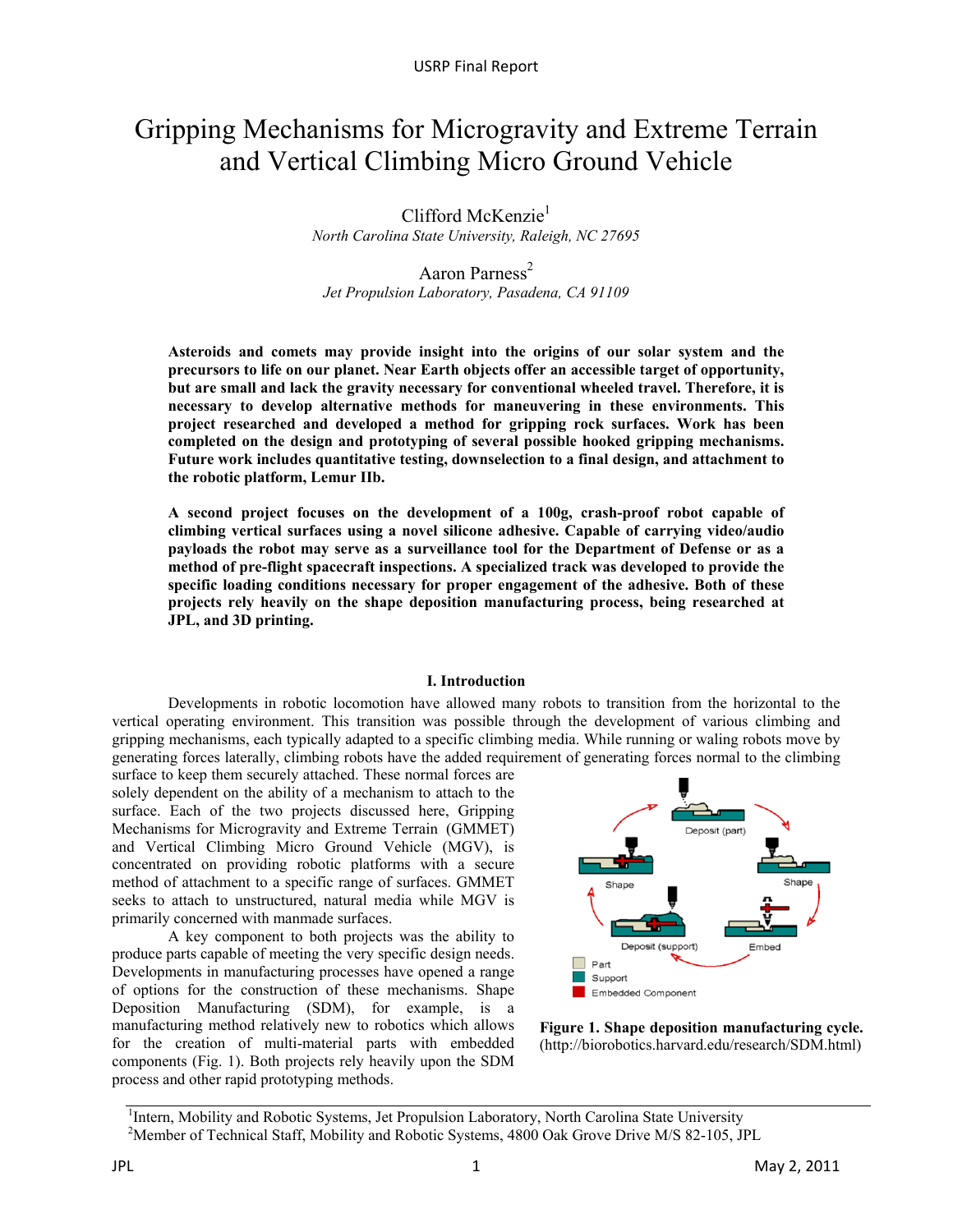# Gripping Mechanisms for Microgravity and Extreme Terrain and Vertical Climbing Micro Ground Vehicle

Clifford McKenzie[1]
*North Carolina State University, Raleigh, NC 27695*

Aaron Parness[2]
*Jet Propulsion Laboratory, Pasadena, CA 91109*

**Asteroids and comets may provide insight into the origins of our solar system and the precursors to life on our planet. Near Earth objects offer an accessible target of opportunity, but are small and lack the gravity necessary for conventional wheeled travel. Therefore, it is necessary to develop alternative methods for maneuvering in these environments. This project researched and developed a method for gripping rock surfaces. Work has been completed on the design and prototyping of several possible hooked gripping mechanisms. Future work includes quantitative testing, downselection to a final design, and attachment to the robotic platform, Lemur IIb.**

**A second project focuses on the development of a 100g, crash-proof robot capable of climbing vertical surfaces using a novel silicone adhesive. Capable of carrying video/audio payloads the robot may serve as a surveillance tool for the Department of Defense or as a method of pre-flight spacecraft inspections. A specialized track was developed to provide the specific loading conditions necessary for proper engagement of the adhesive. Both of these projects rely heavily on the shape deposition manufacturing process, being researched at JPL, and 3D printing.**

## I. Introduction

Developments in robotic locomotion have allowed many robots to transition from the horizontal to the vertical operating environment. This transition was possible through the development of various climbing and gripping mechanisms, each typically adapted to a specific climbing media. While running or waling robots move by generating forces laterally, climbing robots have the added requirement of generating forces normal to the climbing surface to keep them securely attached. These normal forces are solely dependent on the ability of a mechanism to attach to the surface. Each of the two projects discussed here, Gripping Mechanisms for Microgravity and Extreme Terrain (GMMET) and Vertical Climbing Micro Ground Vehicle (MGV), is concentrated on providing robotic platforms with a secure method of attachment to a specific range of surfaces. GMMET seeks to attach to unstructured, natural media while MGV is primarily concerned with manmade surfaces.

A key component to both projects was the ability to produce parts capable of meeting the very specific design needs. Developments in manufacturing processes have opened a range of options for the construction of these mechanisms. Shape Deposition Manufacturing (SDM), for example, is a manufacturing method relatively new to robotics which allows for the creation of multi-material parts with embedded components (Fig. 1). Both projects rely heavily upon the SDM process and other rapid prototyping methods.

Deposit (part) · Shape · Shape · Embed · Deposit (support)
Part · Support · Embedded Component

**Figure 1. Shape deposition manufacturing cycle.** (http://biorobotics.harvard.edu/research/SDM.html)

---

[1]Intern, Mobility and Robotic Systems, Jet Propulsion Laboratory, North Carolina State University
[2]Member of Technical Staff, Mobility and Robotic Systems, 4800 Oak Grove Drive M/S 82-105, JPL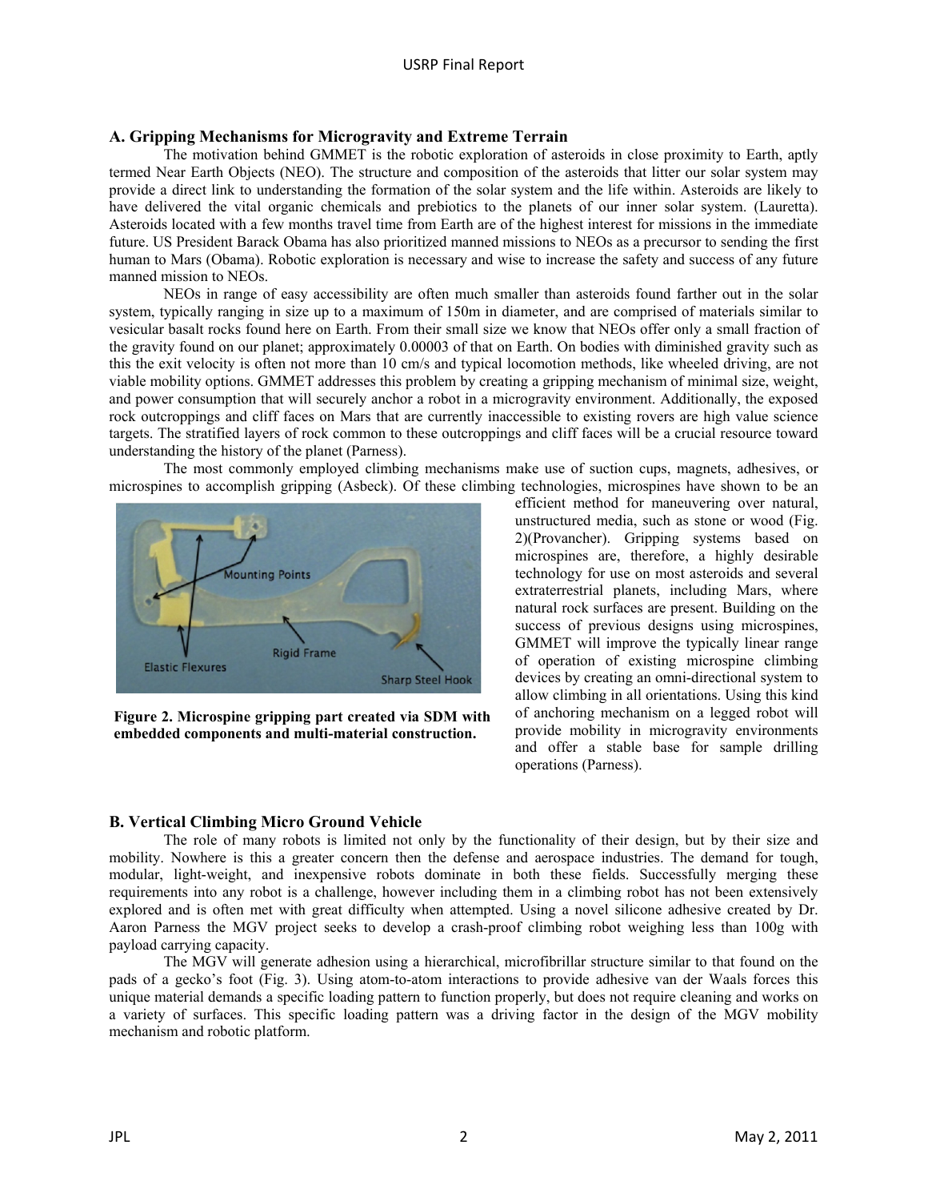### A. Gripping Mechanisms for Microgravity and Extreme Terrain

The motivation behind GMMET is the robotic exploration of asteroids in close proximity to Earth, aptly termed Near Earth Objects (NEO). The structure and composition of the asteroids that litter our solar system may provide a direct link to understanding the formation of the solar system and the life within. Asteroids are likely to have delivered the vital organic chemicals and prebiotics to the planets of our inner solar system. (Lauretta). Asteroids located with a few months travel time from Earth are of the highest interest for missions in the immediate future. US President Barack Obama has also prioritized manned missions to NEOs as a precursor to sending the first human to Mars (Obama). Robotic exploration is necessary and wise to increase the safety and success of any future manned mission to NEOs.

NEOs in range of easy accessibility are often much smaller than asteroids found farther out in the solar system, typically ranging in size up to a maximum of 150m in diameter, and are comprised of materials similar to vesicular basalt rocks found here on Earth. From their small size we know that NEOs offer only a small fraction of the gravity found on our planet; approximately 0.00003 of that on Earth. On bodies with diminished gravity such as this the exit velocity is often not more than 10 cm/s and typical locomotion methods, like wheeled driving, are not viable mobility options. GMMET addresses this problem by creating a gripping mechanism of minimal size, weight, and power consumption that will securely anchor a robot in a microgravity environment. Additionally, the exposed rock outcroppings and cliff faces on Mars that are currently inaccessible to existing rovers are high value science targets. The stratified layers of rock common to these outcroppings and cliff faces will be a crucial resource toward understanding the history of the planet (Parness).

The most commonly employed climbing mechanisms make use of suction cups, magnets, adhesives, or microspines to accomplish gripping (Asbeck). Of these climbing technologies, microspines have shown to be an efficient method for maneuvering over natural, unstructured media, such as stone or wood (Fig. 2)(Provancher). Gripping systems based on microspines are, therefore, a highly desirable technology for use on most asteroids and several extraterrestrial planets, including Mars, where natural rock surfaces are present. Building on the success of previous designs using microspines, GMMET will improve the typically linear range of operation of existing microspine climbing devices by creating an omni-directional system to allow climbing in all orientations. Using this kind of anchoring mechanism on a legged robot will provide mobility in microgravity environments and offer a stable base for sample drilling operations (Parness).

**Figure 2. Microspine gripping part created via SDM with embedded components and multi-material construction.**

### B. Vertical Climbing Micro Ground Vehicle

The role of many robots is limited not only by the functionality of their design, but by their size and mobility. Nowhere is this a greater concern then the defense and aerospace industries. The demand for tough, modular, light-weight, and inexpensive robots dominate in both these fields. Successfully merging these requirements into any robot is a challenge, however including them in a climbing robot has not been extensively explored and is often met with great difficulty when attempted. Using a novel silicone adhesive created by Dr. Aaron Parness the MGV project seeks to develop a crash-proof climbing robot weighing less than 100g with payload carrying capacity.

The MGV will generate adhesion using a hierarchical, microfibrillar structure similar to that found on the pads of a gecko's foot (Fig. 3). Using atom-to-atom interactions to provide adhesive van der Waals forces this unique material demands a specific loading pattern to function properly, but does not require cleaning and works on a variety of surfaces. This specific loading pattern was a driving factor in the design of the MGV mobility mechanism and robotic platform.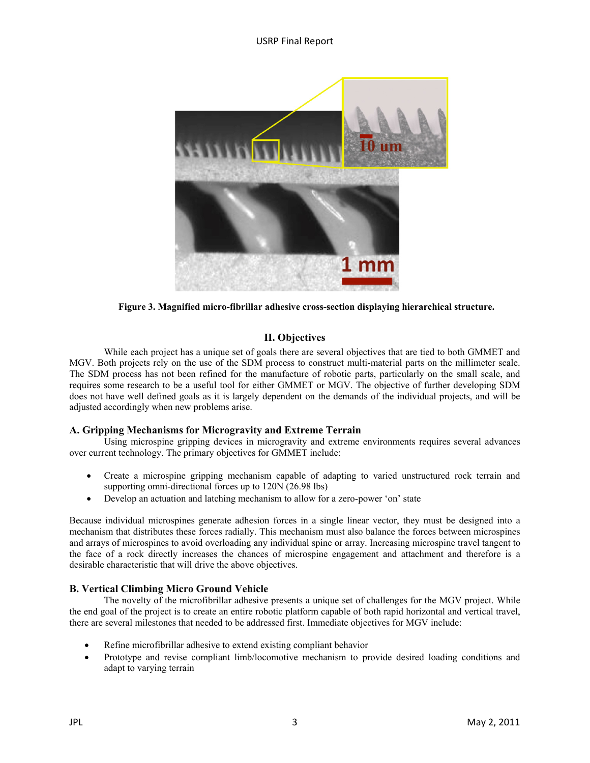**Figure 3. Magnified micro-fibrillar adhesive cross-section displaying hierarchical structure.**

## II. Objectives

While each project has a unique set of goals there are several objectives that are tied to both GMMET and MGV. Both projects rely on the use of the SDM process to construct multi-material parts on the millimeter scale. The SDM process has not been refined for the manufacture of robotic parts, particularly on the small scale, and requires some research to be a useful tool for either GMMET or MGV. The objective of further developing SDM does not have well defined goals as it is largely dependent on the demands of the individual projects, and will be adjusted accordingly when new problems arise.

### A. Gripping Mechanisms for Micrgravity and Extreme Terrain

Using microspine gripping devices in microgravity and extreme environments requires several advances over current technology. The primary objectives for GMMET include:

- Create a microspine gripping mechanism capable of adapting to varied unstructured rock terrain and supporting omni-directional forces up to 120N (26.98 lbs)
- Develop an actuation and latching mechanism to allow for a zero-power 'on' state

Because individual microspines generate adhesion forces in a single linear vector, they must be designed into a mechanism that distributes these forces radially. This mechanism must also balance the forces between microspines and arrays of microspines to avoid overloading any individual spine or array. Increasing microspine travel tangent to the face of a rock directly increases the chances of microspine engagement and attachment and therefore is a desirable characteristic that will drive the above objectives.

### B. Vertical Climbing Micro Ground Vehicle

The novelty of the microfibrillar adhesive presents a unique set of challenges for the MGV project. While the end goal of the project is to create an entire robotic platform capable of both rapid horizontal and vertical travel, there are several milestones that needed to be addressed first. Immediate objectives for MGV include:

- Refine microfibrillar adhesive to extend existing compliant behavior
- Prototype and revise compliant limb/locomotive mechanism to provide desired loading conditions and adapt to varying terrain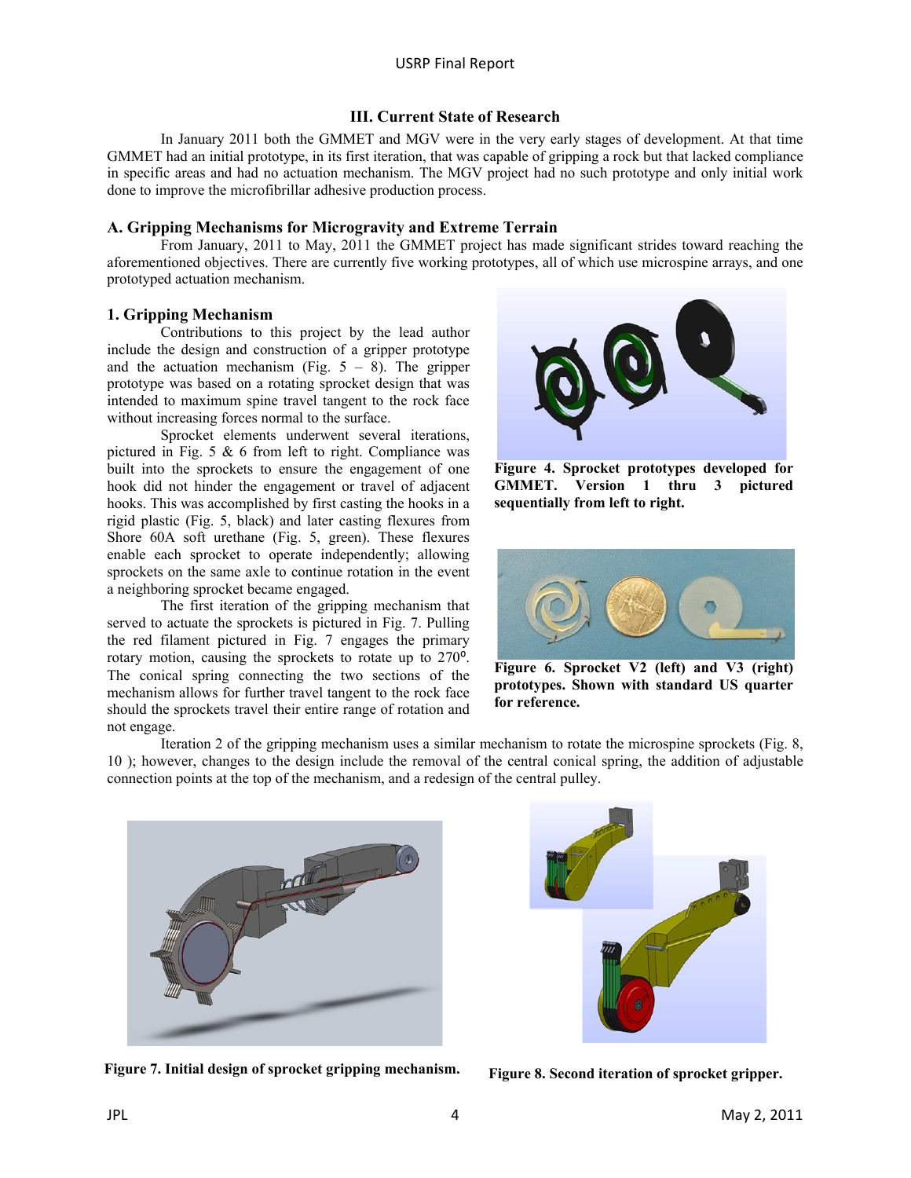## III. Current State of Research

In January 2011 both the GMMET and MGV were in the very early stages of development. At that time GMMET had an initial prototype, in its first iteration, that was capable of gripping a rock but that lacked compliance in specific areas and had no actuation mechanism. The MGV project had no such prototype and only initial work done to improve the microfibrillar adhesive production process.

### A. Gripping Mechanisms for Microgravity and Extreme Terrain

From January, 2011 to May, 2011 the GMMET project has made significant strides toward reaching the aforementioned objectives. There are currently five working prototypes, all of which use microspine arrays, and one prototyped actuation mechanism.

#### 1. Gripping Mechanism

Contributions to this project by the lead author include the design and construction of a gripper prototype and the actuation mechanism (Fig. 5 – 8). The gripper prototype was based on a rotating sprocket design that was intended to maximum spine travel tangent to the rock face without increasing forces normal to the surface.

Sprocket elements underwent several iterations, pictured in Fig. 5 & 6 from left to right. Compliance was built into the sprockets to ensure the engagement of one hook did not hinder the engagement or travel of adjacent hooks. This was accomplished by first casting the hooks in a rigid plastic (Fig. 5, black) and later casting flexures from Shore 60A soft urethane (Fig. 5, green). These flexures enable each sprocket to operate independently; allowing sprockets on the same axle to continue rotation in the event a neighboring sprocket became engaged.

The first iteration of the gripping mechanism that served to actuate the sprockets is pictured in Fig. 7. Pulling the red filament pictured in Fig. 7 engages the primary rotary motion, causing the sprockets to rotate up to 270°. The conical spring connecting the two sections of the mechanism allows for further travel tangent to the rock face should the sprockets travel their entire range of rotation and not engage.

**Figure 4. Sprocket prototypes developed for GMMET. Version 1 thru 3 pictured sequentially from left to right.**

**Figure 6. Sprocket V2 (left) and V3 (right) prototypes. Shown with standard US quarter for reference.**

Iteration 2 of the gripping mechanism uses a similar mechanism to rotate the microspine sprockets (Fig. 8, 10 ); however, changes to the design include the removal of the central conical spring, the addition of adjustable connection points at the top of the mechanism, and a redesign of the central pulley.

**Figure 7. Initial design of sprocket gripping mechanism.**

**Figure 8. Second iteration of sprocket gripper.**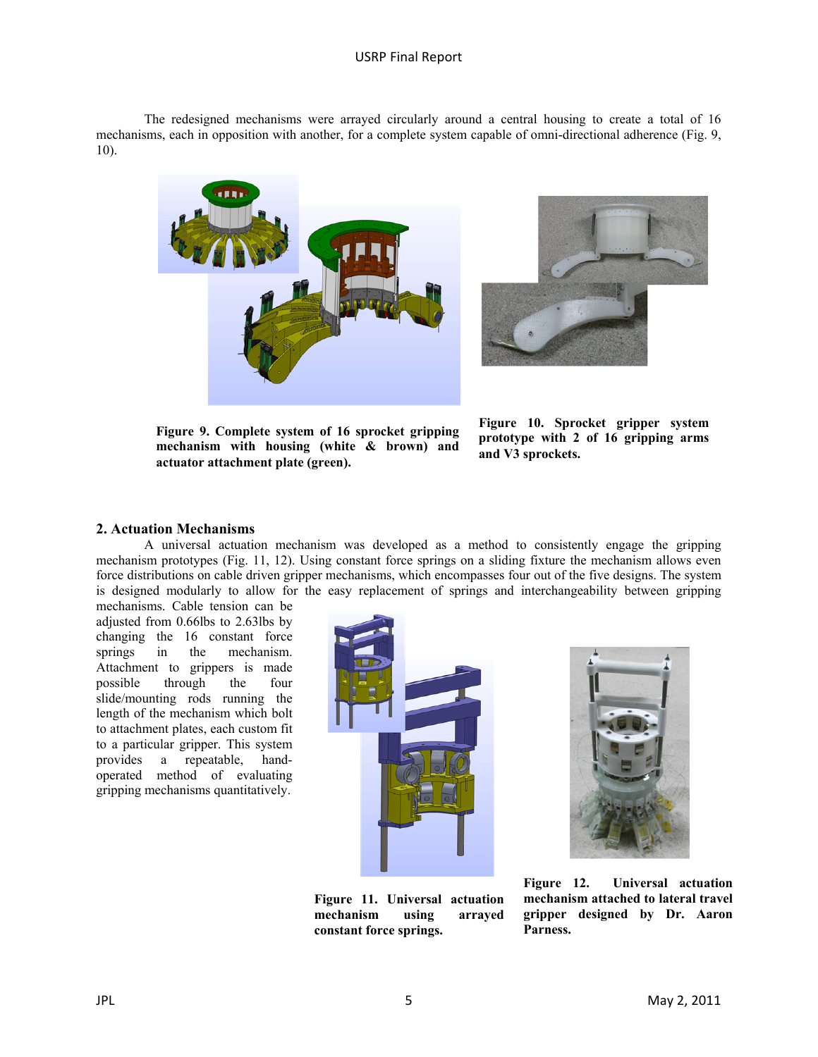The redesigned mechanisms were arrayed circularly around a central housing to create a total of 16 mechanisms, each in opposition with another, for a complete system capable of omni-directional adherence (Fig. 9, 10).

**Figure 9. Complete system of 16 sprocket gripping mechanism with housing (white & brown) and actuator attachment plate (green).**

**Figure 10. Sprocket gripper system prototype with 2 of 16 gripping arms and V3 sprockets.**

### 2. Actuation Mechanisms

A universal actuation mechanism was developed as a method to consistently engage the gripping mechanism prototypes (Fig. 11, 12). Using constant force springs on a sliding fixture the mechanism allows even force distributions on cable driven gripper mechanisms, which encompasses four out of the five designs. The system is designed modularly to allow for the easy replacement of springs and interchangeability between gripping mechanisms. Cable tension can be adjusted from 0.66lbs to 2.63lbs by changing the 16 constant force springs in the mechanism. Attachment to grippers is made possible through the four slide/mounting rods running the length of the mechanism which bolt to attachment plates, each custom fit to a particular gripper. This system provides a repeatable, hand-operated method of evaluating gripping mechanisms quantitatively.

**Figure 11. Universal actuation mechanism using arrayed constant force springs.**

**Figure 12. Universal actuation mechanism attached to lateral travel gripper designed by Dr. Aaron Parness.**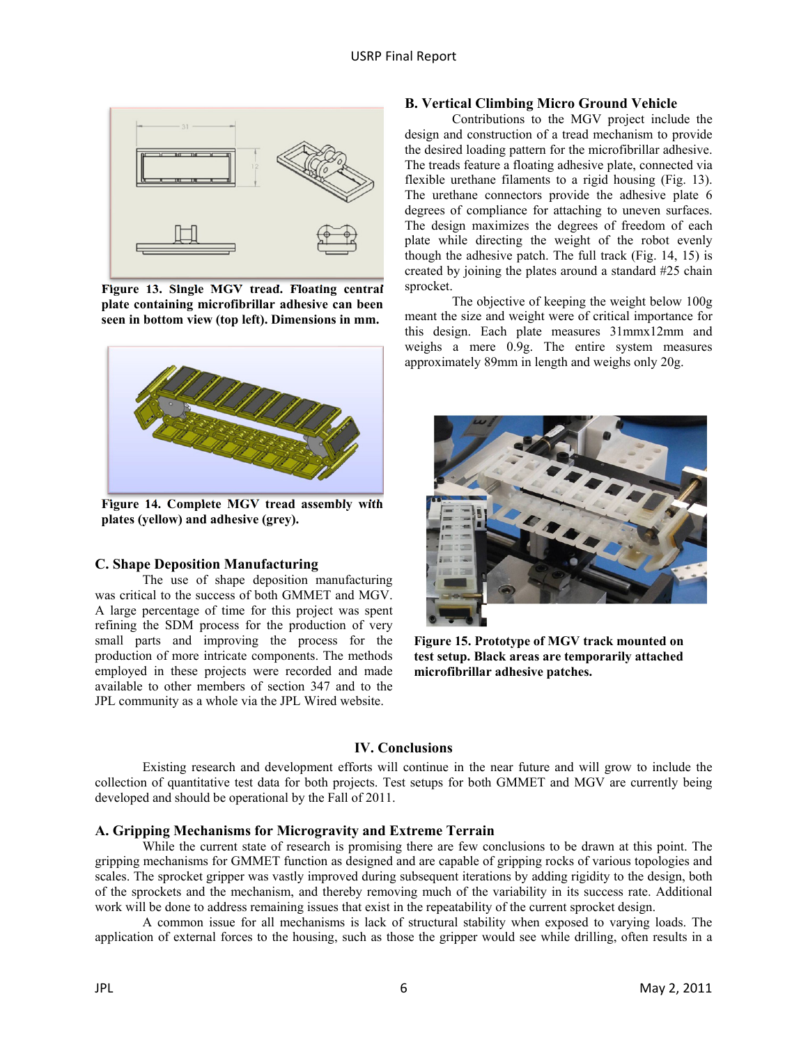## B. Vertical Climbing Micro Ground Vehicle

Contributions to the MGV project include the design and construction of a tread mechanism to provide the desired loading pattern for the microfibrillar adhesive. The treads feature a floating adhesive plate, connected via flexible urethane filaments to a rigid housing (Fig. 13). The urethane connectors provide the adhesive plate 6 degrees of compliance for attaching to uneven surfaces. The design maximizes the degrees of freedom of each plate while directing the weight of the robot evenly though the adhesive patch. The full track (Fig. 14, 15) is created by joining the plates around a standard #25 chain sprocket.

The objective of keeping the weight below 100g meant the size and weight were of critical importance for this design. Each plate measures 31mmx12mm and weighs a mere 0.9g. The entire system measures approximately 89mm in length and weighs only 20g.

**Figure 13. Single MGV tread. Floating central plate containing microfibrillar adhesive can been seen in bottom view (top left). Dimensions in mm.**

**Figure 14. Complete MGV tread assembly with plates (yellow) and adhesive (grey).**

**Figure 15. Prototype of MGV track mounted on test setup. Black areas are temporarily attached microfibrillar adhesive patches.**

## C. Shape Deposition Manufacturing

The use of shape deposition manufacturing was critical to the success of both GMMET and MGV. A large percentage of time for this project was spent refining the SDM process for the production of very small parts and improving the process for the production of more intricate components. The methods employed in these projects were recorded and made available to other members of section 347 and to the JPL community as a whole via the JPL Wired website.

# IV. Conclusions

Existing research and development efforts will continue in the near future and will grow to include the collection of quantitative test data for both projects. Test setups for both GMMET and MGV are currently being developed and should be operational by the Fall of 2011.

## A. Gripping Mechanisms for Microgravity and Extreme Terrain

While the current state of research is promising there are few conclusions to be drawn at this point. The gripping mechanisms for GMMET function as designed and are capable of gripping rocks of various topologies and scales. The sprocket gripper was vastly improved during subsequent iterations by adding rigidity to the design, both of the sprockets and the mechanism, and thereby removing much of the variability in its success rate. Additional work will be done to address remaining issues that exist in the repeatability of the current sprocket design.

A common issue for all mechanisms is lack of structural stability when exposed to varying loads. The application of external forces to the housing, such as those the gripper would see while drilling, often results in a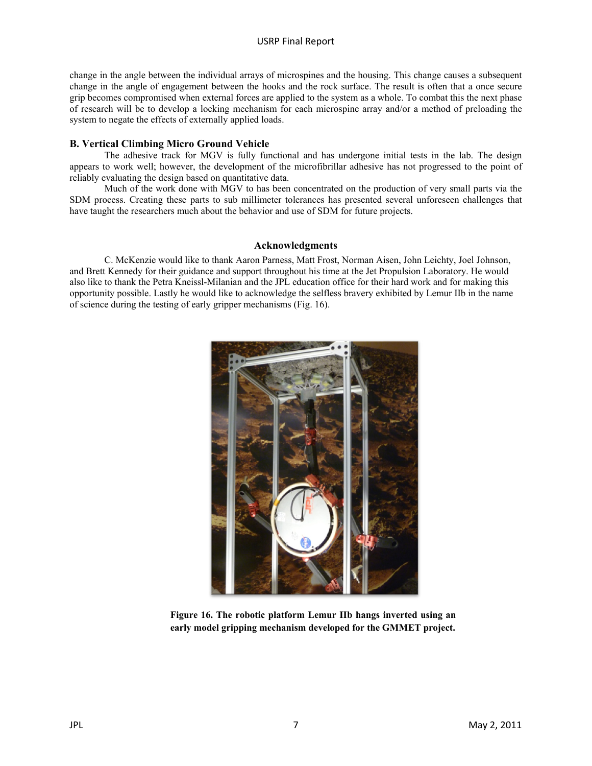change in the angle between the individual arrays of microspines and the housing. This change causes a subsequent change in the angle of engagement between the hooks and the rock surface. The result is often that a once secure grip becomes compromised when external forces are applied to the system as a whole. To combat this the next phase of research will be to develop a locking mechanism for each microspine array and/or a method of preloading the system to negate the effects of externally applied loads.

### B. Vertical Climbing Micro Ground Vehicle

The adhesive track for MGV is fully functional and has undergone initial tests in the lab. The design appears to work well; however, the development of the microfibrillar adhesive has not progressed to the point of reliably evaluating the design based on quantitative data.

Much of the work done with MGV to has been concentrated on the production of very small parts via the SDM process. Creating these parts to sub millimeter tolerances has presented several unforeseen challenges that have taught the researchers much about the behavior and use of SDM for future projects.

## Acknowledgments

C. McKenzie would like to thank Aaron Parness, Matt Frost, Norman Aisen, John Leichty, Joel Johnson, and Brett Kennedy for their guidance and support throughout his time at the Jet Propulsion Laboratory. He would also like to thank the Petra Kneissl-Milanian and the JPL education office for their hard work and for making this opportunity possible. Lastly he would like to acknowledge the selfless bravery exhibited by Lemur IIb in the name of science during the testing of early gripper mechanisms (Fig. 16).

**Figure 16. The robotic platform Lemur IIb hangs inverted using an early model gripping mechanism developed for the GMMET project.**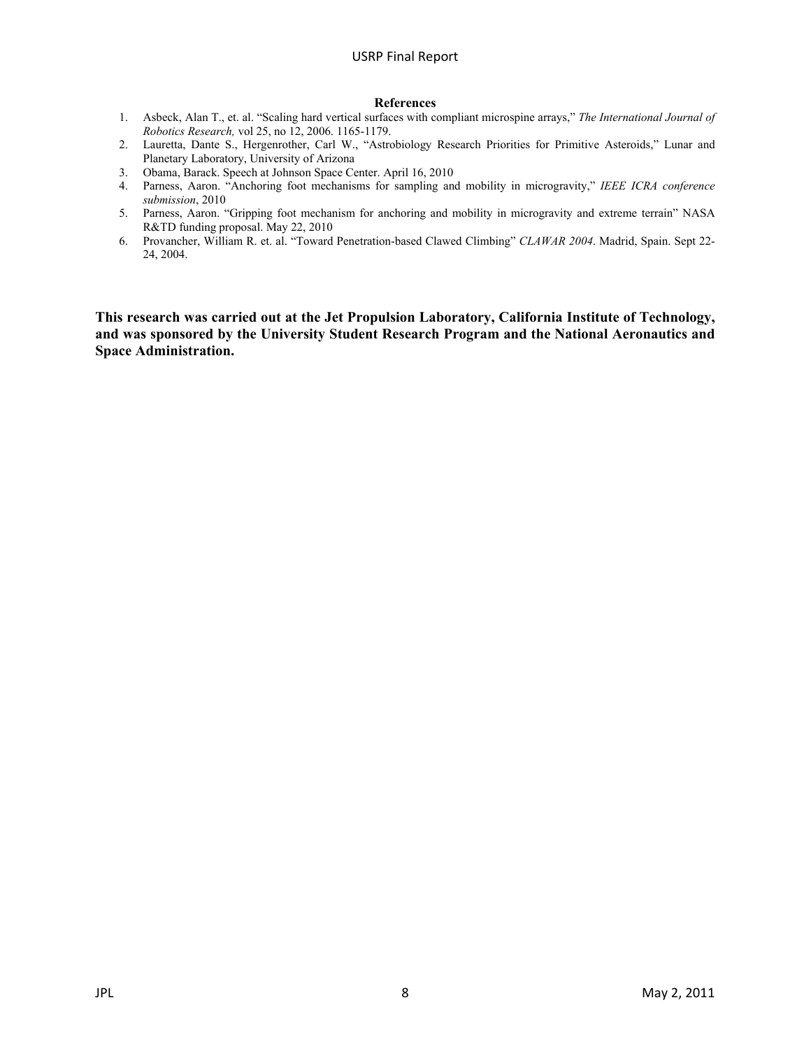## References

1. Asbeck, Alan T., et. al. "Scaling hard vertical surfaces with compliant microspine arrays," *The International Journal of Robotics Research,* vol 25, no 12, 2006. 1165-1179.
2. Lauretta, Dante S., Hergenrother, Carl W., "Astrobiology Research Priorities for Primitive Asteroids," Lunar and Planetary Laboratory, University of Arizona
3. Obama, Barack. Speech at Johnson Space Center. April 16, 2010
4. Parness, Aaron. "Anchoring foot mechanisms for sampling and mobility in microgravity," *IEEE ICRA conference submission*, 2010
5. Parness, Aaron. "Gripping foot mechanism for anchoring and mobility in microgravity and extreme terrain" NASA R&TD funding proposal. May 22, 2010
6. Provancher, William R. et. al. "Toward Penetration-based Clawed Climbing" *CLAWAR 2004*. Madrid, Spain. Sept 22-24, 2004.

**This research was carried out at the Jet Propulsion Laboratory, California Institute of Technology, and was sponsored by the University Student Research Program and the National Aeronautics and Space Administration.**